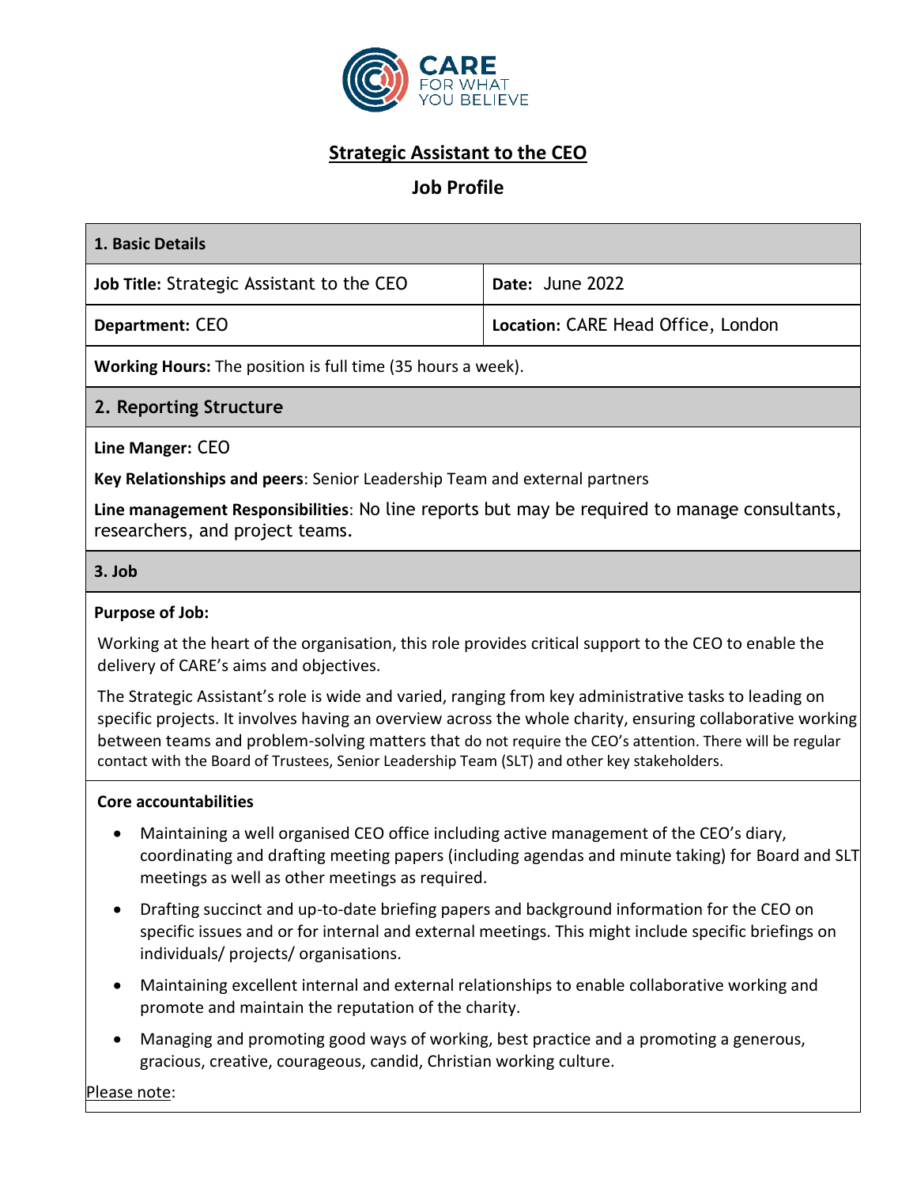CARE
FOR WHAT
YOU BELIEVE

# Strategic Assistant to the CEO

## Job Profile

| 1. Basic Details | |
|---|---|
| **Job Title:** Strategic Assistant to the CEO | **Date:** June 2022 |
| **Department:** CEO | **Location:** CARE Head Office, London |
| **Working Hours:** The position is full time (35 hours a week). | |

### 2. Reporting Structure

**Line Manger:** CEO

**Key Relationships and peers**: Senior Leadership Team and external partners

**Line management Responsibilities**: No line reports but may be required to manage consultants, researchers, and project teams.

### 3. Job

**Purpose of Job:**

Working at the heart of the organisation, this role provides critical support to the CEO to enable the delivery of CARE's aims and objectives.

The Strategic Assistant's role is wide and varied, ranging from key administrative tasks to leading on specific projects. It involves having an overview across the whole charity, ensuring collaborative working between teams and problem-solving matters that do not require the CEO's attention. There will be regular contact with the Board of Trustees, Senior Leadership Team (SLT) and other key stakeholders.

**Core accountabilities**

- Maintaining a well organised CEO office including active management of the CEO's diary, coordinating and drafting meeting papers (including agendas and minute taking) for Board and SLT meetings as well as other meetings as required.
- Drafting succinct and up-to-date briefing papers and background information for the CEO on specific issues and or for internal and external meetings. This might include specific briefings on individuals/ projects/ organisations.
- Maintaining excellent internal and external relationships to enable collaborative working and promote and maintain the reputation of the charity.
- Managing and promoting good ways of working, best practice and a promoting a generous, gracious, creative, courageous, candid, Christian working culture.

Please note: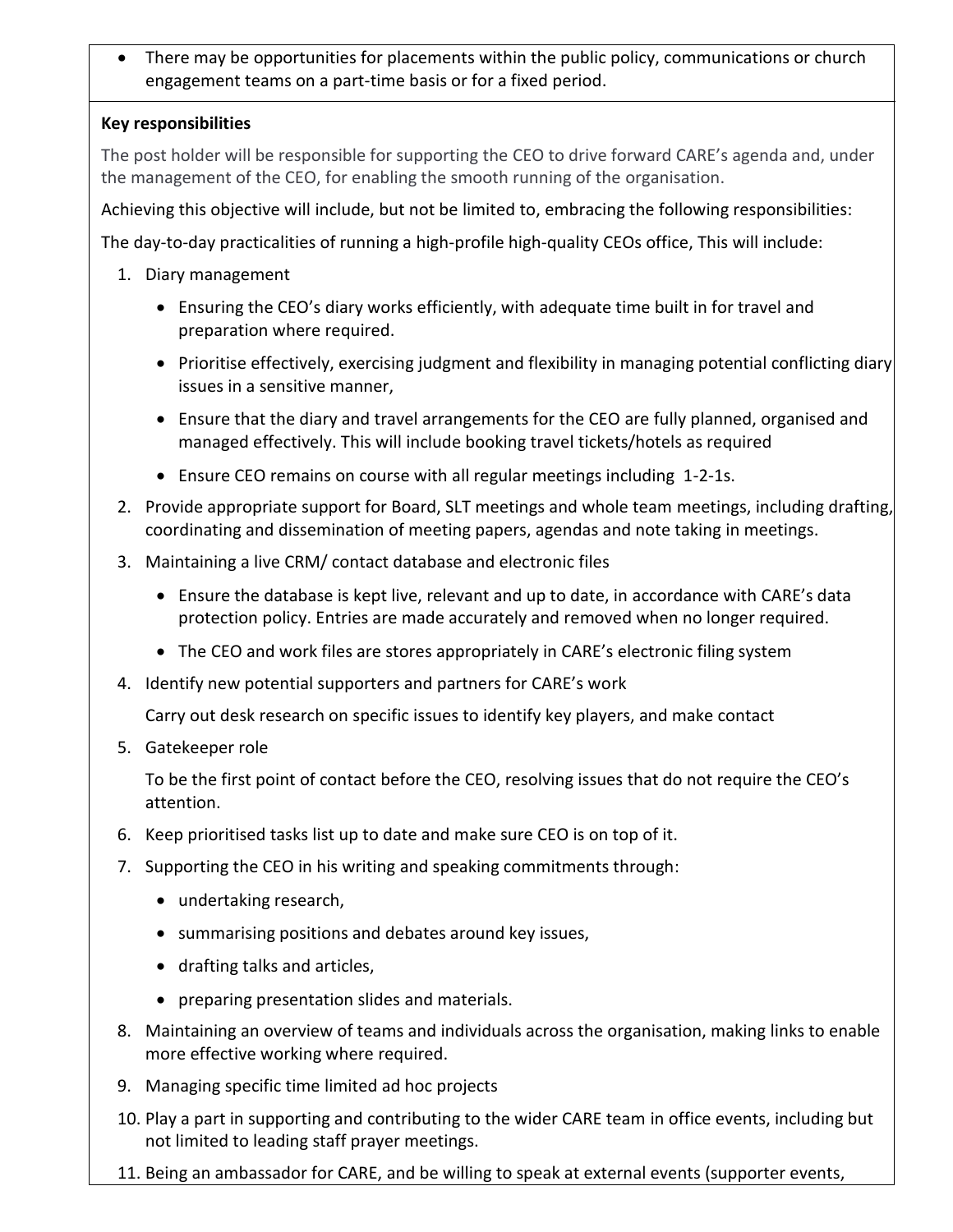- There may be opportunities for placements within the public policy, communications or church engagement teams on a part-time basis or for a fixed period.

**Key responsibilities**

The post holder will be responsible for supporting the CEO to drive forward CARE's agenda and, under the management of the CEO, for enabling the smooth running of the organisation.

Achieving this objective will include, but not be limited to, embracing the following responsibilities:

The day-to-day practicalities of running a high-profile high-quality CEOs office, This will include:

1. Diary management
   - Ensuring the CEO's diary works efficiently, with adequate time built in for travel and preparation where required.
   - Prioritise effectively, exercising judgment and flexibility in managing potential conflicting diary issues in a sensitive manner,
   - Ensure that the diary and travel arrangements for the CEO are fully planned, organised and managed effectively. This will include booking travel tickets/hotels as required
   - Ensure CEO remains on course with all regular meetings including 1-2-1s.
2. Provide appropriate support for Board, SLT meetings and whole team meetings, including drafting, coordinating and dissemination of meeting papers, agendas and note taking in meetings.
3. Maintaining a live CRM/ contact database and electronic files
   - Ensure the database is kept live, relevant and up to date, in accordance with CARE's data protection policy. Entries are made accurately and removed when no longer required.
   - The CEO and work files are stores appropriately in CARE's electronic filing system
4. Identify new potential supporters and partners for CARE's work

   Carry out desk research on specific issues to identify key players, and make contact
5. Gatekeeper role

   To be the first point of contact before the CEO, resolving issues that do not require the CEO's attention.
6. Keep prioritised tasks list up to date and make sure CEO is on top of it.
7. Supporting the CEO in his writing and speaking commitments through:
   - undertaking research,
   - summarising positions and debates around key issues,
   - drafting talks and articles,
   - preparing presentation slides and materials.
8. Maintaining an overview of teams and individuals across the organisation, making links to enable more effective working where required.
9. Managing specific time limited ad hoc projects
10. Play a part in supporting and contributing to the wider CARE team in office events, including but not limited to leading staff prayer meetings.
11. Being an ambassador for CARE, and be willing to speak at external events (supporter events,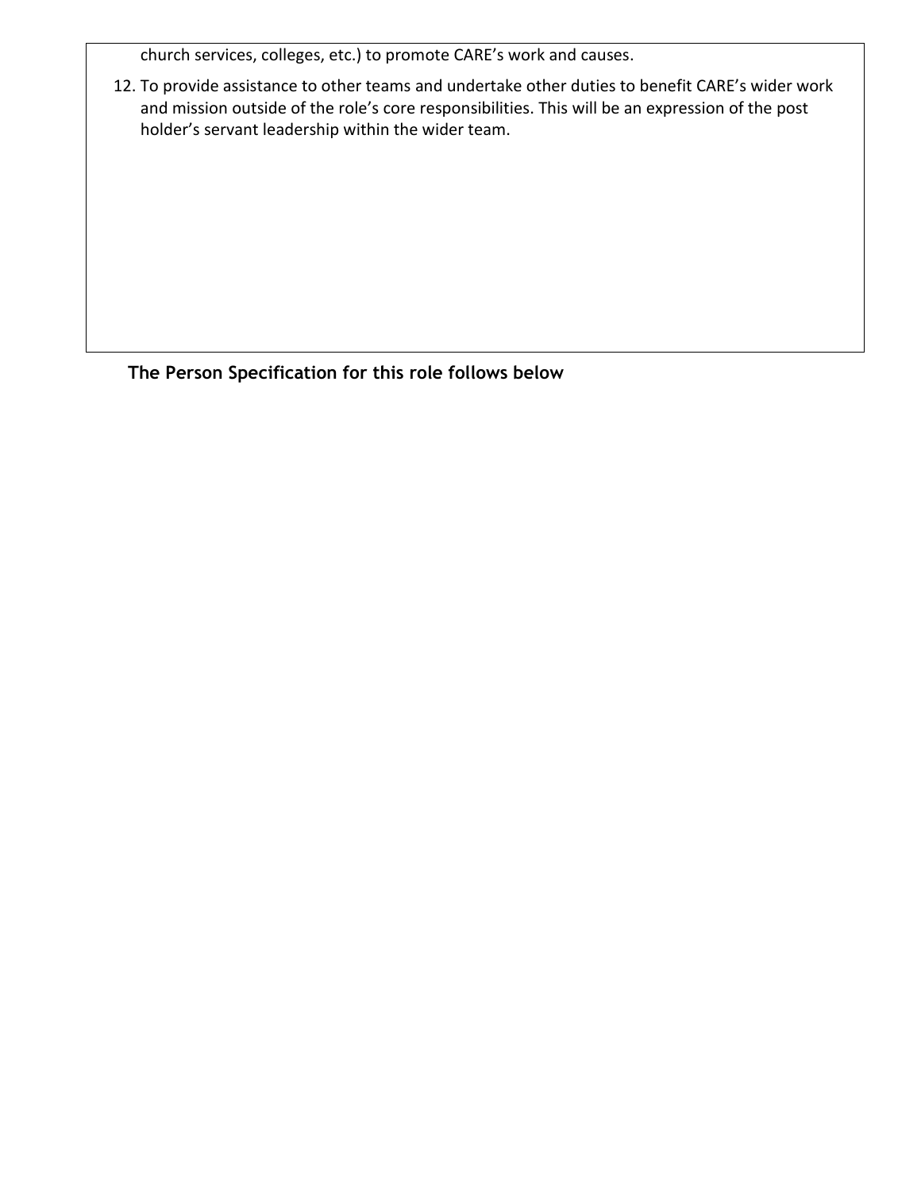church services, colleges, etc.) to promote CARE's work and causes.

12. To provide assistance to other teams and undertake other duties to benefit CARE's wider work and mission outside of the role's core responsibilities. This will be an expression of the post holder's servant leadership within the wider team.

**The Person Specification for this role follows below**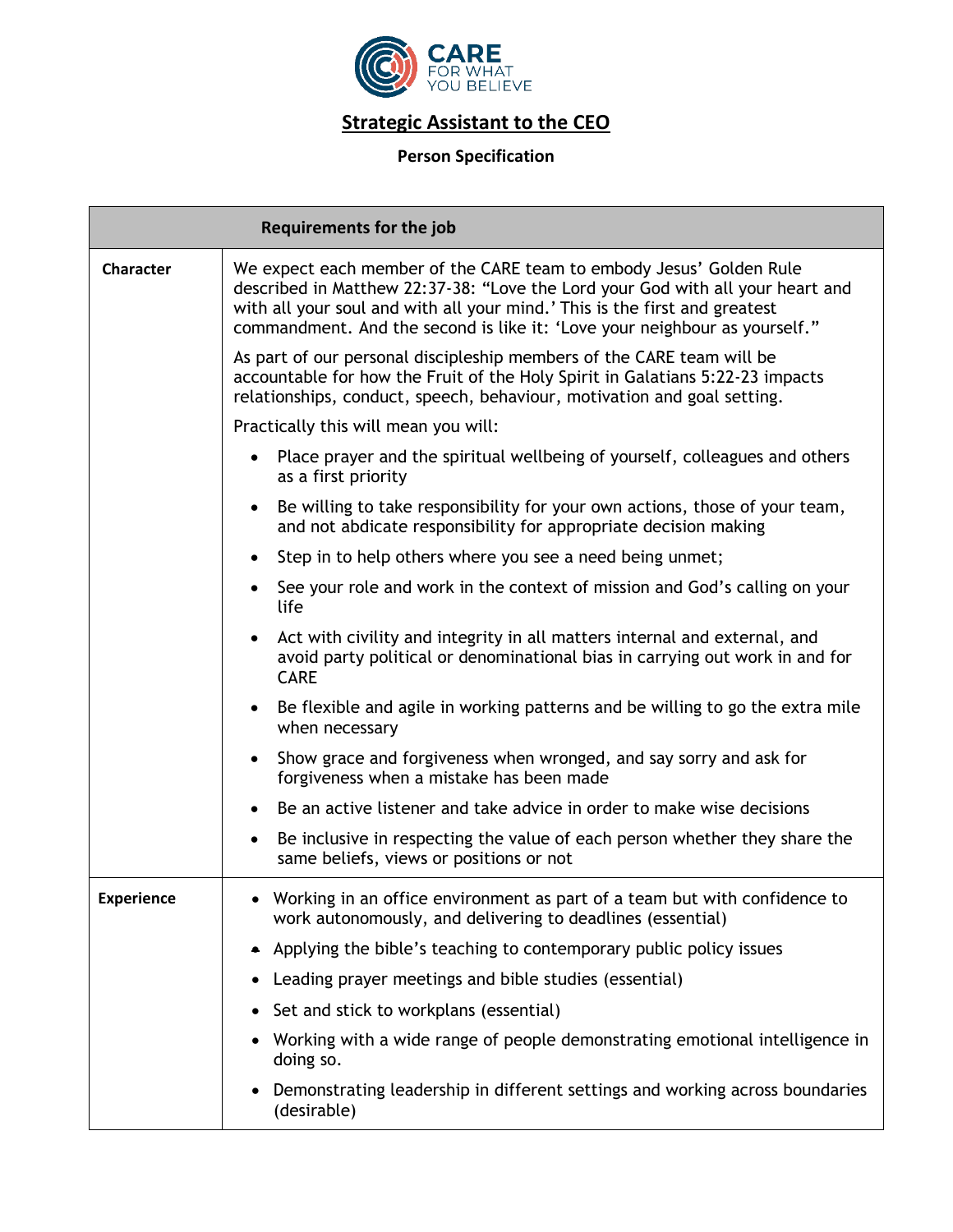CARE
FOR WHAT
YOU BELIEVE

# Strategic Assistant to the CEO

## Person Specification

| Requirements for the job | |
|---|---|
| **Character** | We expect each member of the CARE team to embody Jesus' Golden Rule described in Matthew 22:37-38: "Love the Lord your God with all your heart and with all your soul and with all your mind.' This is the first and greatest commandment. And the second is like it: 'Love your neighbour as yourself."<br><br>As part of our personal discipleship members of the CARE team will be accountable for how the Fruit of the Holy Spirit in Galatians 5:22-23 impacts relationships, conduct, speech, behaviour, motivation and goal setting.<br><br>Practically this will mean you will:<br>• Place prayer and the spiritual wellbeing of yourself, colleagues and others as a first priority<br>• Be willing to take responsibility for your own actions, those of your team, and not abdicate responsibility for appropriate decision making<br>• Step in to help others where you see a need being unmet;<br>• See your role and work in the context of mission and God's calling on your life<br>• Act with civility and integrity in all matters internal and external, and avoid party political or denominational bias in carrying out work in and for CARE<br>• Be flexible and agile in working patterns and be willing to go the extra mile when necessary<br>• Show grace and forgiveness when wronged, and say sorry and ask for forgiveness when a mistake has been made<br>• Be an active listener and take advice in order to make wise decisions<br>• Be inclusive in respecting the value of each person whether they share the same beliefs, views or positions or not |
| **Experience** | • Working in an office environment as part of a team but with confidence to work autonomously, and delivering to deadlines (essential)<br>• Applying the bible's teaching to contemporary public policy issues<br>• Leading prayer meetings and bible studies (essential)<br>• Set and stick to workplans (essential)<br>• Working with a wide range of people demonstrating emotional intelligence in doing so.<br>• Demonstrating leadership in different settings and working across boundaries (desirable) |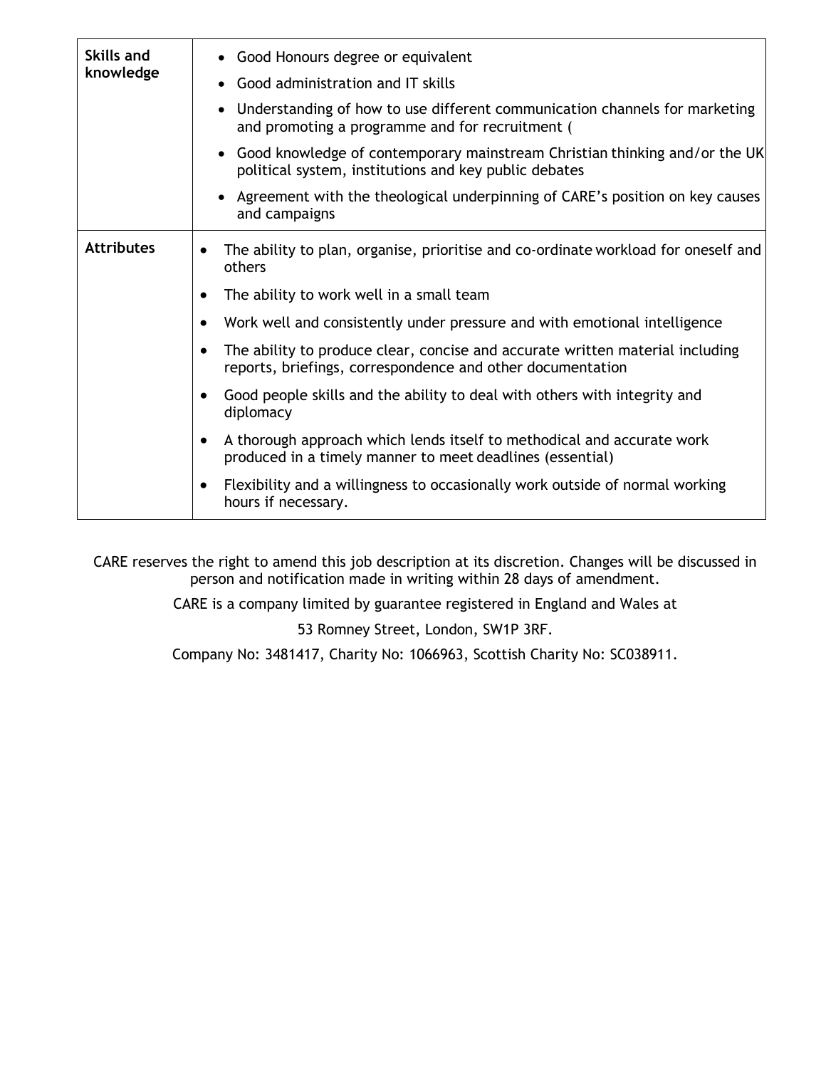| | |
|---|---|
| **Skills and knowledge** | • Good Honours degree or equivalent<br>• Good administration and IT skills<br>• Understanding of how to use different communication channels for marketing and promoting a programme and for recruitment (<br>• Good knowledge of contemporary mainstream Christian thinking and/or the UK political system, institutions and key public debates<br>• Agreement with the theological underpinning of CARE's position on key causes and campaigns |
| **Attributes** | • The ability to plan, organise, prioritise and co-ordinate workload for oneself and others<br>• The ability to work well in a small team<br>• Work well and consistently under pressure and with emotional intelligence<br>• The ability to produce clear, concise and accurate written material including reports, briefings, correspondence and other documentation<br>• Good people skills and the ability to deal with others with integrity and diplomacy<br>• A thorough approach which lends itself to methodical and accurate work produced in a timely manner to meet deadlines (essential)<br>• Flexibility and a willingness to occasionally work outside of normal working hours if necessary. |

CARE reserves the right to amend this job description at its discretion. Changes will be discussed in person and notification made in writing within 28 days of amendment.

CARE is a company limited by guarantee registered in England and Wales at

53 Romney Street, London, SW1P 3RF.

Company No: 3481417, Charity No: 1066963, Scottish Charity No: SC038911.